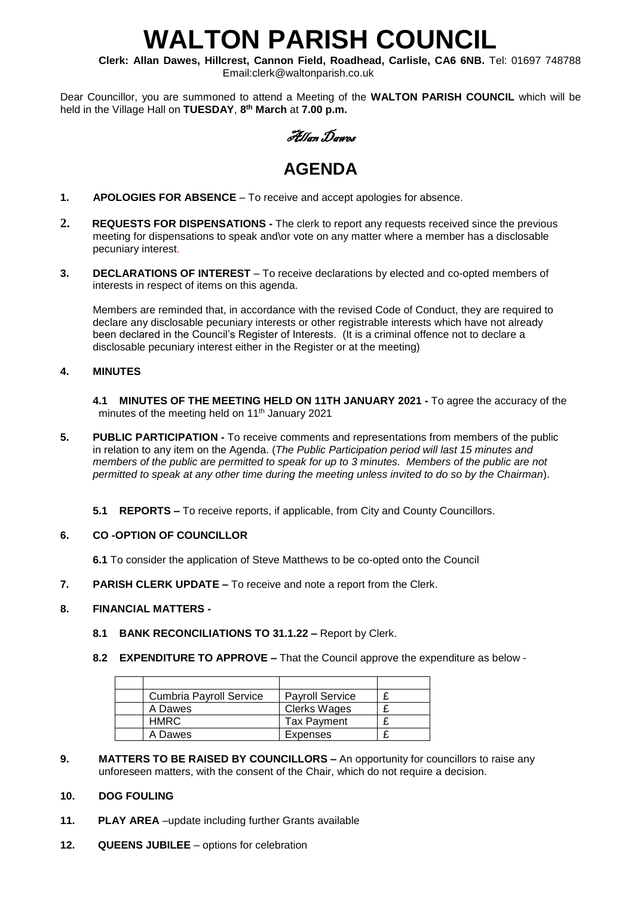# WALTON PARISH COUNCIL

**Clerk: Allan Dawes, Hillcrest, Cannon Field, Roadhead, Carlisle, CA6 6NB.** Tel: 01697 748788 Email:clerk@waltonparish.co.uk

Dear Councillor, you are summoned to attend a Meeting of the **WALTON PARISH COUNCIL** which will be held in the Village Hall on **TUESDAY**, **8th March** at **7.00 p.m.**

*Allan Dawes*

## AGENDA

**1. APOLOGIES FOR ABSENCE** – To receive and accept apologies for absence.

**2. REQUESTS FOR DISPENSATIONS -** The clerk to report any requests received since the previous meeting for dispensations to speak and\or vote on any matter where a member has a disclosable pecuniary interest.

**3. DECLARATIONS OF INTEREST** – To receive declarations by elected and co-opted members of interests in respect of items on this agenda.

Members are reminded that, in accordance with the revised Code of Conduct, they are required to declare any disclosable pecuniary interests or other registrable interests which have not already been declared in the Council's Register of Interests. (It is a criminal offence not to declare a disclosable pecuniary interest either in the Register or at the meeting)

**4. MINUTES**

**4.1 MINUTES OF THE MEETING HELD ON 11TH JANUARY 2021 -** To agree the accuracy of the minutes of the meeting held on 11th January 2021

**5. PUBLIC PARTICIPATION -** To receive comments and representations from members of the public in relation to any item on the Agenda. (*The Public Participation period will last 15 minutes and members of the public are permitted to speak for up to 3 minutes. Members of the public are not permitted to speak at any other time during the meeting unless invited to do so by the Chairman*).

**5.1 REPORTS –** To receive reports, if applicable, from City and County Councillors.

**6. CO -OPTION OF COUNCILLOR**

**6.1** To consider the application of Steve Matthews to be co-opted onto the Council

**7. PARISH CLERK UPDATE –** To receive and note a report from the Clerk.

**8. FINANCIAL MATTERS -**

**8.1 BANK RECONCILIATIONS TO 31.1.22 –** Report by Clerk.

**8.2 EXPENDITURE TO APPROVE –** That the Council approve the expenditure as below -

| | | | |
|---|---|---|---|
| | Cumbria Payroll Service | Payroll Service | £ |
| | A Dawes | Clerks Wages | £ |
| | HMRC | Tax Payment | £ |
| | A Dawes | Expenses | £ |

**9. MATTERS TO BE RAISED BY COUNCILLORS –** An opportunity for councillors to raise any unforeseen matters, with the consent of the Chair, which do not require a decision.

**10. DOG FOULING**

**11. PLAY AREA** –update including further Grants available

**12. QUEENS JUBILEE** – options for celebration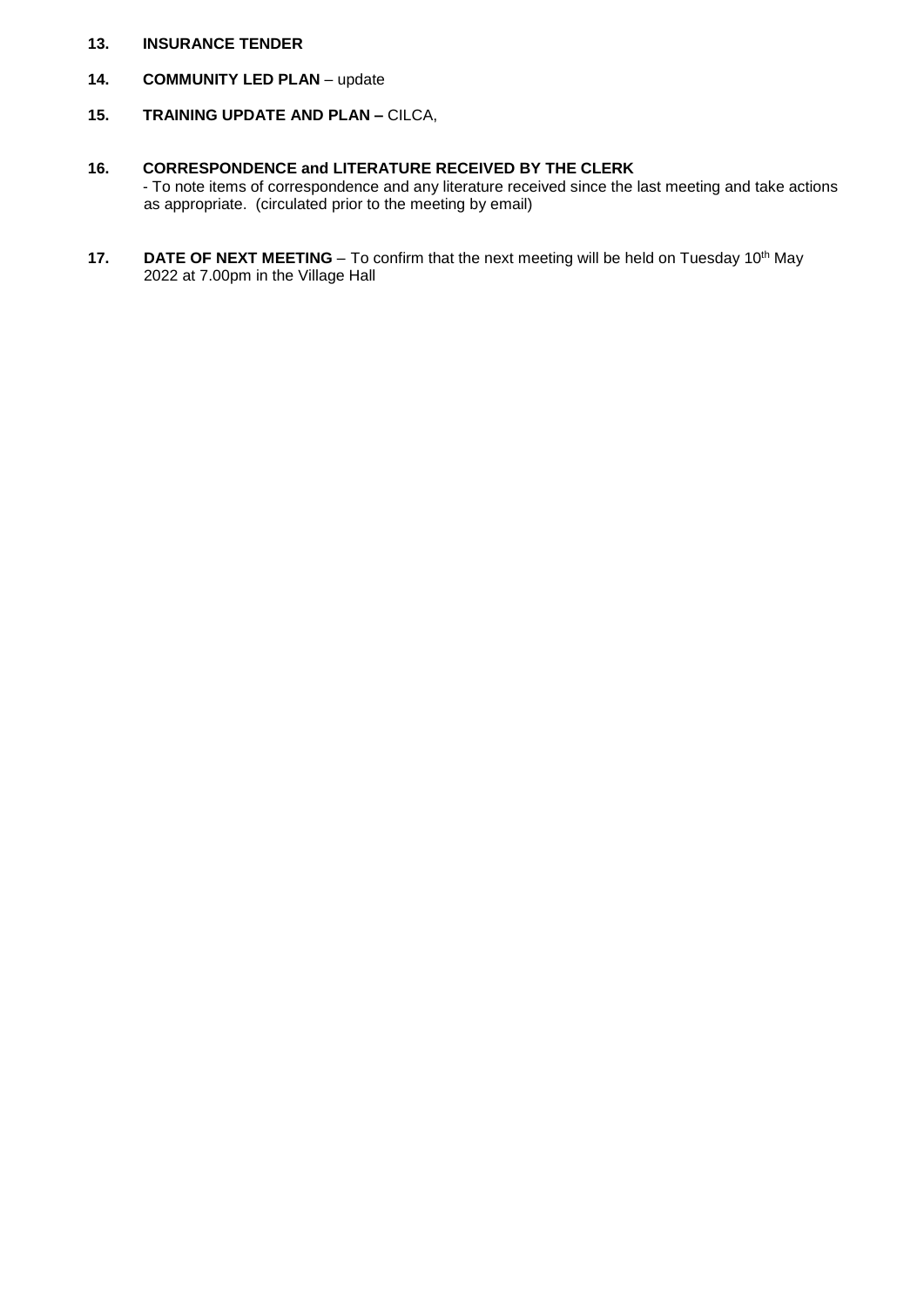13. **INSURANCE TENDER**

14. **COMMUNITY LED PLAN** – update

15. **TRAINING UPDATE AND PLAN –** CILCA,

16. **CORRESPONDENCE and LITERATURE RECEIVED BY THE CLERK**
    - To note items of correspondence and any literature received since the last meeting and take actions as appropriate. (circulated prior to the meeting by email)

17. **DATE OF NEXT MEETING** – To confirm that the next meeting will be held on Tuesday 10th May 2022 at 7.00pm in the Village Hall